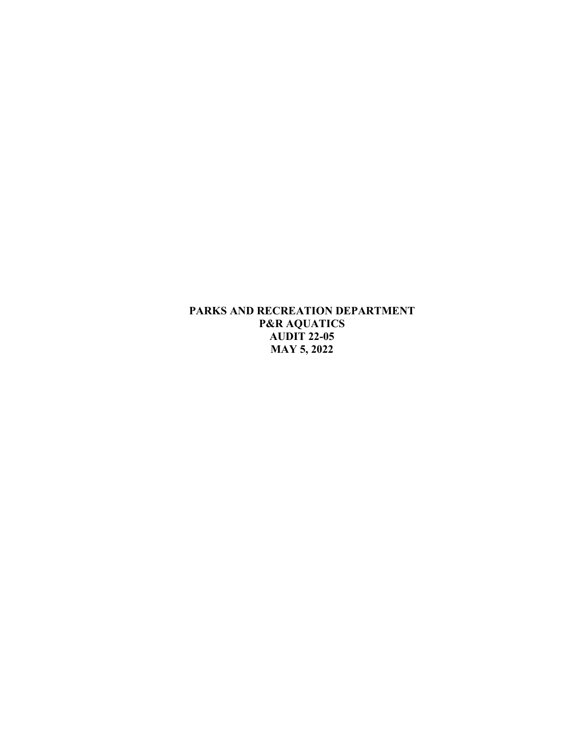# PARKS AND RECREATION DEPARTMENT
# P&R AQUATICS
# AUDIT 22-05
# MAY 5, 2022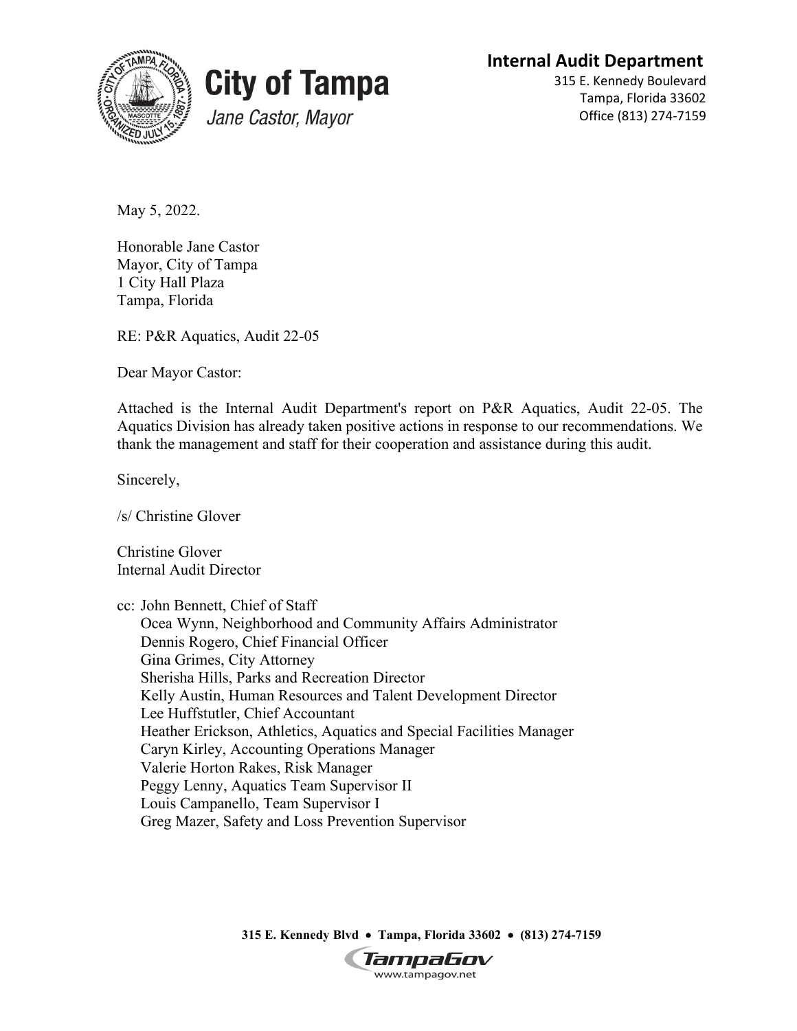**City of Tampa**
*Jane Castor, Mayor*

**Internal Audit Department**
315 E. Kennedy Boulevard
Tampa, Florida 33602
Office (813) 274-7159

May 5, 2022.

Honorable Jane Castor
Mayor, City of Tampa
1 City Hall Plaza
Tampa, Florida

RE: P&R Aquatics, Audit 22-05

Dear Mayor Castor:

Attached is the Internal Audit Department's report on P&R Aquatics, Audit 22-05. The Aquatics Division has already taken positive actions in response to our recommendations. We thank the management and staff for their cooperation and assistance during this audit.

Sincerely,

/s/ Christine Glover

Christine Glover
Internal Audit Director

cc: John Bennett, Chief of Staff
Ocea Wynn, Neighborhood and Community Affairs Administrator
Dennis Rogero, Chief Financial Officer
Gina Grimes, City Attorney
Sherisha Hills, Parks and Recreation Director
Kelly Austin, Human Resources and Talent Development Director
Lee Huffstutler, Chief Accountant
Heather Erickson, Athletics, Aquatics and Special Facilities Manager
Caryn Kirley, Accounting Operations Manager
Valerie Horton Rakes, Risk Manager
Peggy Lenny, Aquatics Team Supervisor II
Louis Campanello, Team Supervisor I
Greg Mazer, Safety and Loss Prevention Supervisor

**315 E. Kennedy Blvd • Tampa, Florida 33602 • (813) 274-7159**

TampaGov
www.tampagov.net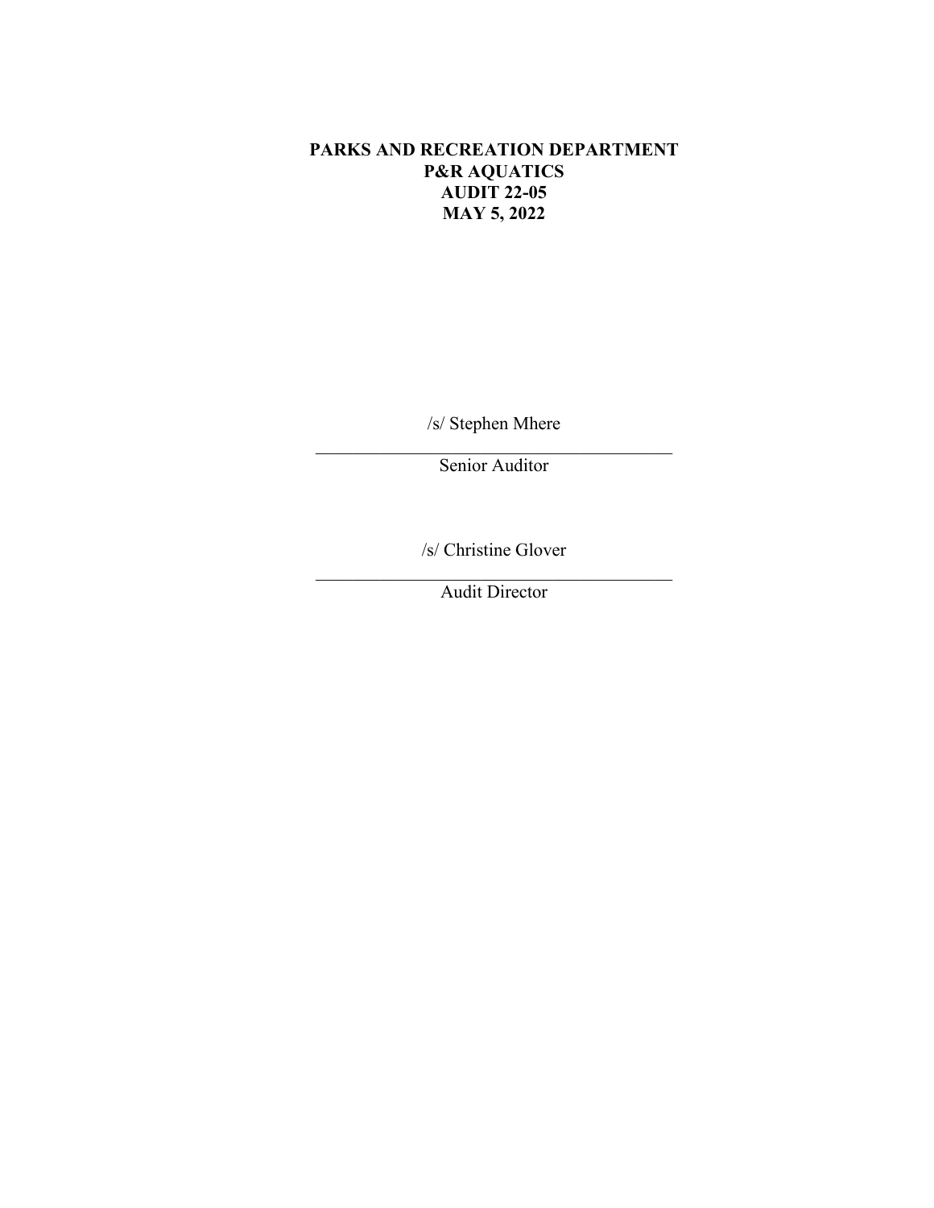**PARKS AND RECREATION DEPARTMENT**
**P&R AQUATICS**
**AUDIT 22-05**
**MAY 5, 2022**

/s/ Stephen Mhere

\_\_\_\_\_\_\_\_\_\_\_\_\_\_\_\_\_\_\_\_\_\_\_\_\_\_\_\_\_\_\_\_\_\_\_\_\_\_\_\_

Senior Auditor

/s/ Christine Glover

\_\_\_\_\_\_\_\_\_\_\_\_\_\_\_\_\_\_\_\_\_\_\_\_\_\_\_\_\_\_\_\_\_\_\_\_\_\_\_\_

Audit Director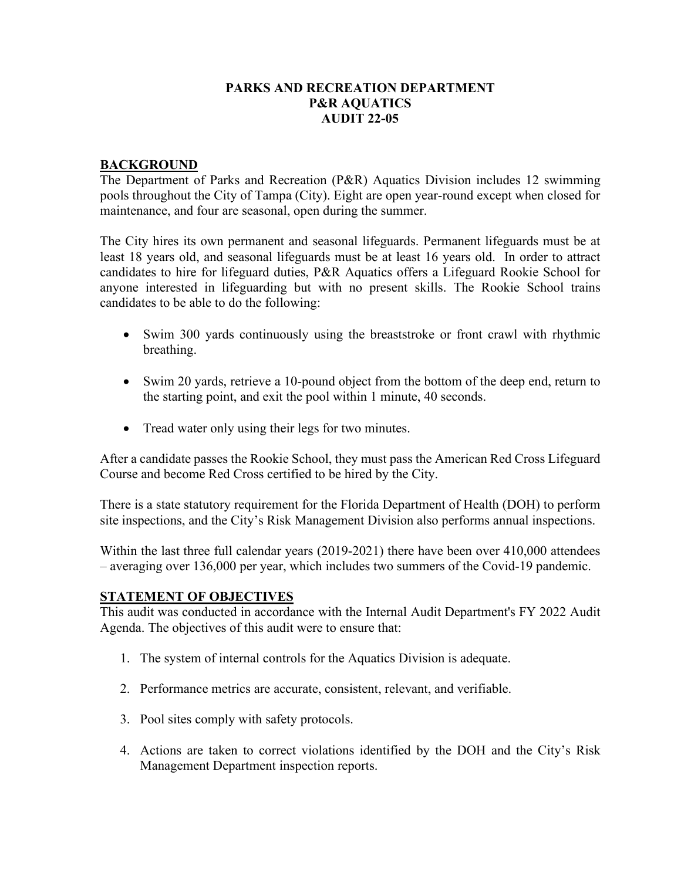# PARKS AND RECREATION DEPARTMENT
# P&R AQUATICS
# AUDIT 22-05

## BACKGROUND

The Department of Parks and Recreation (P&R) Aquatics Division includes 12 swimming pools throughout the City of Tampa (City). Eight are open year-round except when closed for maintenance, and four are seasonal, open during the summer.

The City hires its own permanent and seasonal lifeguards. Permanent lifeguards must be at least 18 years old, and seasonal lifeguards must be at least 16 years old. In order to attract candidates to hire for lifeguard duties, P&R Aquatics offers a Lifeguard Rookie School for anyone interested in lifeguarding but with no present skills. The Rookie School trains candidates to be able to do the following:

- Swim 300 yards continuously using the breaststroke or front crawl with rhythmic breathing.
- Swim 20 yards, retrieve a 10-pound object from the bottom of the deep end, return to the starting point, and exit the pool within 1 minute, 40 seconds.
- Tread water only using their legs for two minutes.

After a candidate passes the Rookie School, they must pass the American Red Cross Lifeguard Course and become Red Cross certified to be hired by the City.

There is a state statutory requirement for the Florida Department of Health (DOH) to perform site inspections, and the City's Risk Management Division also performs annual inspections.

Within the last three full calendar years (2019-2021) there have been over 410,000 attendees – averaging over 136,000 per year, which includes two summers of the Covid-19 pandemic.

## STATEMENT OF OBJECTIVES

This audit was conducted in accordance with the Internal Audit Department's FY 2022 Audit Agenda. The objectives of this audit were to ensure that:

1. The system of internal controls for the Aquatics Division is adequate.
2. Performance metrics are accurate, consistent, relevant, and verifiable.
3. Pool sites comply with safety protocols.
4. Actions are taken to correct violations identified by the DOH and the City's Risk Management Department inspection reports.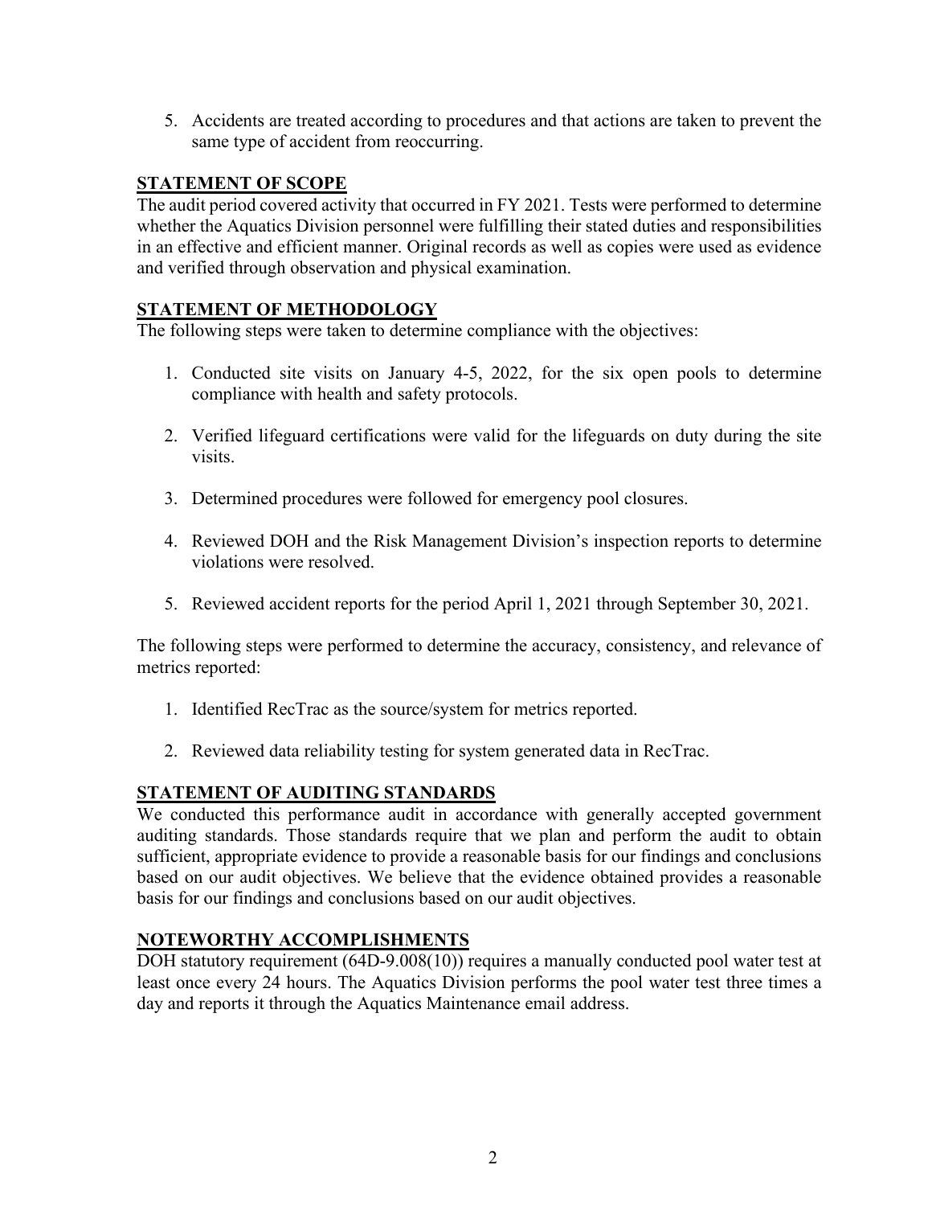5. Accidents are treated according to procedures and that actions are taken to prevent the same type of accident from reoccurring.

## STATEMENT OF SCOPE

The audit period covered activity that occurred in FY 2021. Tests were performed to determine whether the Aquatics Division personnel were fulfilling their stated duties and responsibilities in an effective and efficient manner. Original records as well as copies were used as evidence and verified through observation and physical examination.

## STATEMENT OF METHODOLOGY

The following steps were taken to determine compliance with the objectives:

1. Conducted site visits on January 4-5, 2022, for the six open pools to determine compliance with health and safety protocols.

2. Verified lifeguard certifications were valid for the lifeguards on duty during the site visits.

3. Determined procedures were followed for emergency pool closures.

4. Reviewed DOH and the Risk Management Division's inspection reports to determine violations were resolved.

5. Reviewed accident reports for the period April 1, 2021 through September 30, 2021.

The following steps were performed to determine the accuracy, consistency, and relevance of metrics reported:

1. Identified RecTrac as the source/system for metrics reported.

2. Reviewed data reliability testing for system generated data in RecTrac.

## STATEMENT OF AUDITING STANDARDS

We conducted this performance audit in accordance with generally accepted government auditing standards. Those standards require that we plan and perform the audit to obtain sufficient, appropriate evidence to provide a reasonable basis for our findings and conclusions based on our audit objectives. We believe that the evidence obtained provides a reasonable basis for our findings and conclusions based on our audit objectives.

## NOTEWORTHY ACCOMPLISHMENTS

DOH statutory requirement (64D-9.008(10)) requires a manually conducted pool water test at least once every 24 hours. The Aquatics Division performs the pool water test three times a day and reports it through the Aquatics Maintenance email address.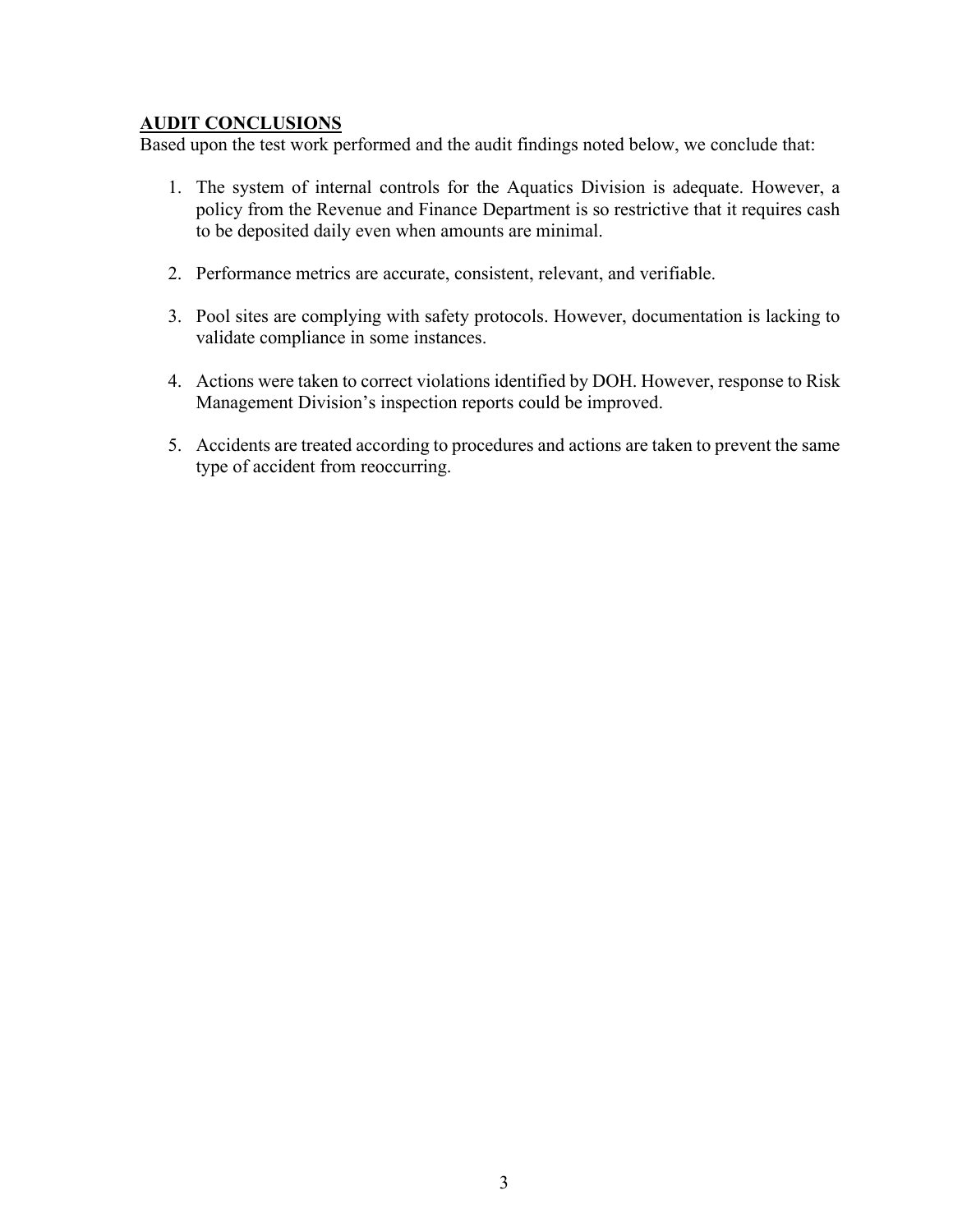## AUDIT CONCLUSIONS

Based upon the test work performed and the audit findings noted below, we conclude that:

1. The system of internal controls for the Aquatics Division is adequate. However, a policy from the Revenue and Finance Department is so restrictive that it requires cash to be deposited daily even when amounts are minimal.

2. Performance metrics are accurate, consistent, relevant, and verifiable.

3. Pool sites are complying with safety protocols. However, documentation is lacking to validate compliance in some instances.

4. Actions were taken to correct violations identified by DOH. However, response to Risk Management Division's inspection reports could be improved.

5. Accidents are treated according to procedures and actions are taken to prevent the same type of accident from reoccurring.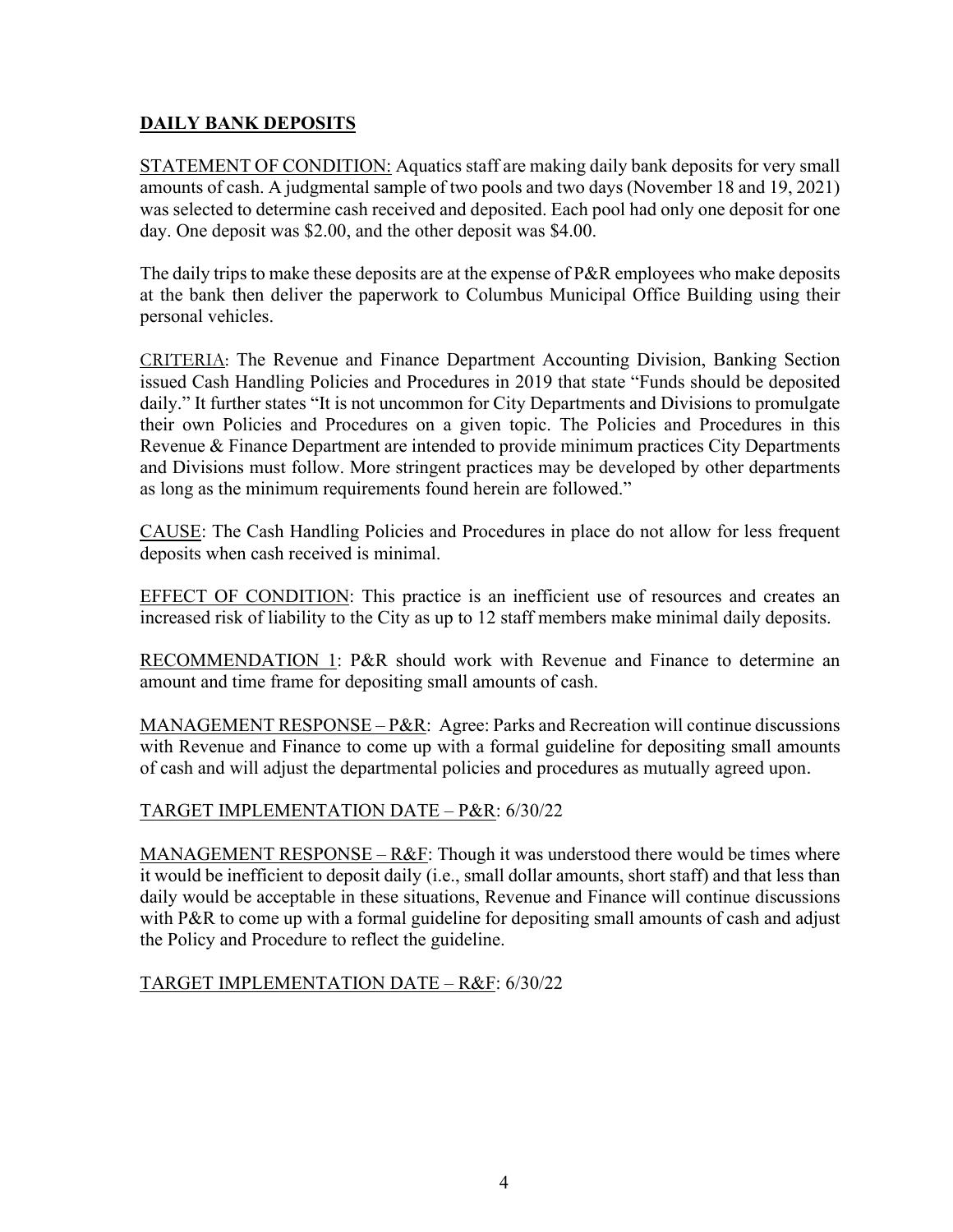## DAILY BANK DEPOSITS

STATEMENT OF CONDITION: Aquatics staff are making daily bank deposits for very small amounts of cash. A judgmental sample of two pools and two days (November 18 and 19, 2021) was selected to determine cash received and deposited. Each pool had only one deposit for one day. One deposit was $2.00, and the other deposit was $4.00.

The daily trips to make these deposits are at the expense of P&R employees who make deposits at the bank then deliver the paperwork to Columbus Municipal Office Building using their personal vehicles.

CRITERIA: The Revenue and Finance Department Accounting Division, Banking Section issued Cash Handling Policies and Procedures in 2019 that state "Funds should be deposited daily." It further states "It is not uncommon for City Departments and Divisions to promulgate their own Policies and Procedures on a given topic. The Policies and Procedures in this Revenue & Finance Department are intended to provide minimum practices City Departments and Divisions must follow. More stringent practices may be developed by other departments as long as the minimum requirements found herein are followed."

CAUSE: The Cash Handling Policies and Procedures in place do not allow for less frequent deposits when cash received is minimal.

EFFECT OF CONDITION: This practice is an inefficient use of resources and creates an increased risk of liability to the City as up to 12 staff members make minimal daily deposits.

RECOMMENDATION 1: P&R should work with Revenue and Finance to determine an amount and time frame for depositing small amounts of cash.

MANAGEMENT RESPONSE – P&R: Agree: Parks and Recreation will continue discussions with Revenue and Finance to come up with a formal guideline for depositing small amounts of cash and will adjust the departmental policies and procedures as mutually agreed upon.

TARGET IMPLEMENTATION DATE – P&R: 6/30/22

MANAGEMENT RESPONSE – R&F: Though it was understood there would be times where it would be inefficient to deposit daily (i.e., small dollar amounts, short staff) and that less than daily would be acceptable in these situations, Revenue and Finance will continue discussions with P&R to come up with a formal guideline for depositing small amounts of cash and adjust the Policy and Procedure to reflect the guideline.

TARGET IMPLEMENTATION DATE – R&F: 6/30/22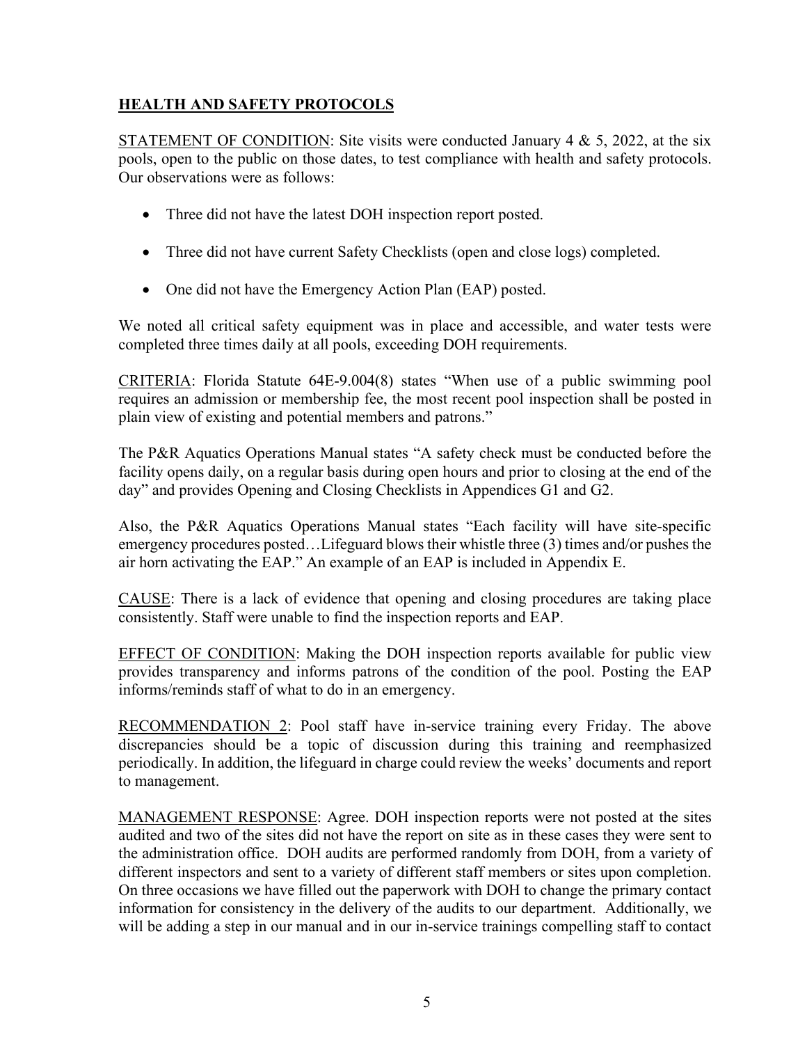## HEALTH AND SAFETY PROTOCOLS

STATEMENT OF CONDITION: Site visits were conducted January 4 & 5, 2022, at the six pools, open to the public on those dates, to test compliance with health and safety protocols. Our observations were as follows:

- Three did not have the latest DOH inspection report posted.
- Three did not have current Safety Checklists (open and close logs) completed.
- One did not have the Emergency Action Plan (EAP) posted.

We noted all critical safety equipment was in place and accessible, and water tests were completed three times daily at all pools, exceeding DOH requirements.

CRITERIA: Florida Statute 64E-9.004(8) states "When use of a public swimming pool requires an admission or membership fee, the most recent pool inspection shall be posted in plain view of existing and potential members and patrons."

The P&R Aquatics Operations Manual states "A safety check must be conducted before the facility opens daily, on a regular basis during open hours and prior to closing at the end of the day" and provides Opening and Closing Checklists in Appendices G1 and G2.

Also, the P&R Aquatics Operations Manual states "Each facility will have site-specific emergency procedures posted…Lifeguard blows their whistle three (3) times and/or pushes the air horn activating the EAP." An example of an EAP is included in Appendix E.

CAUSE: There is a lack of evidence that opening and closing procedures are taking place consistently. Staff were unable to find the inspection reports and EAP.

EFFECT OF CONDITION: Making the DOH inspection reports available for public view provides transparency and informs patrons of the condition of the pool. Posting the EAP informs/reminds staff of what to do in an emergency.

RECOMMENDATION 2: Pool staff have in-service training every Friday. The above discrepancies should be a topic of discussion during this training and reemphasized periodically. In addition, the lifeguard in charge could review the weeks' documents and report to management.

MANAGEMENT RESPONSE: Agree. DOH inspection reports were not posted at the sites audited and two of the sites did not have the report on site as in these cases they were sent to the administration office. DOH audits are performed randomly from DOH, from a variety of different inspectors and sent to a variety of different staff members or sites upon completion. On three occasions we have filled out the paperwork with DOH to change the primary contact information for consistency in the delivery of the audits to our department. Additionally, we will be adding a step in our manual and in our in-service trainings compelling staff to contact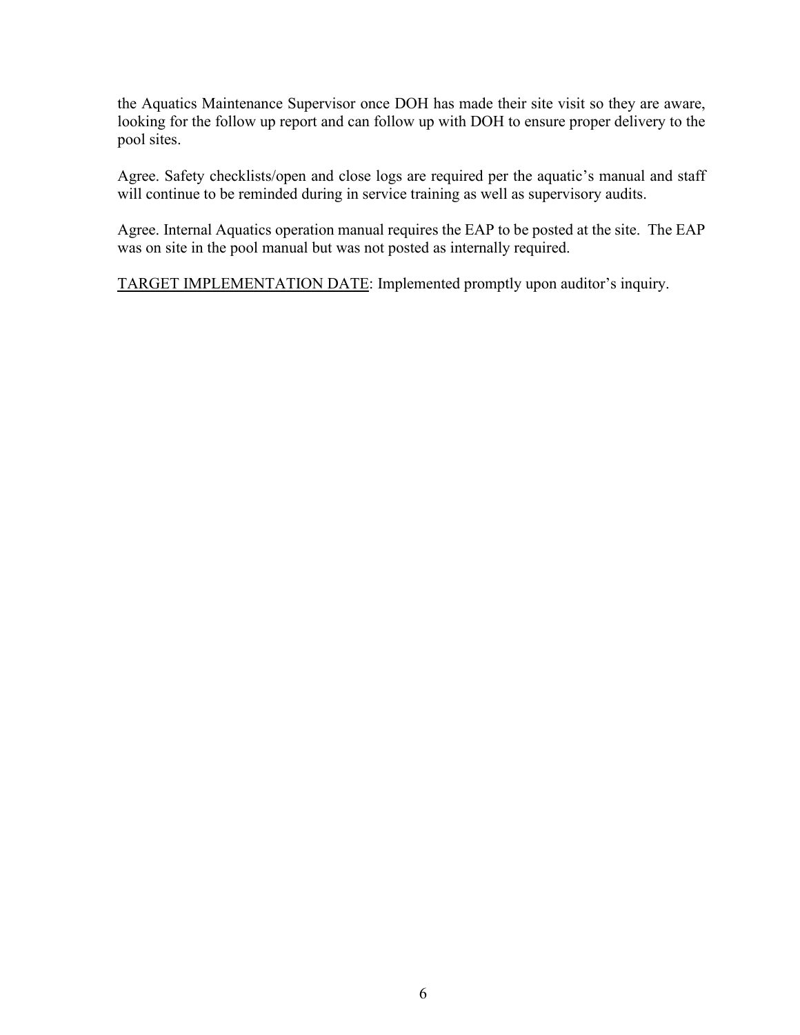the Aquatics Maintenance Supervisor once DOH has made their site visit so they are aware, looking for the follow up report and can follow up with DOH to ensure proper delivery to the pool sites.

Agree. Safety checklists/open and close logs are required per the aquatic's manual and staff will continue to be reminded during in service training as well as supervisory audits.

Agree. Internal Aquatics operation manual requires the EAP to be posted at the site. The EAP was on site in the pool manual but was not posted as internally required.

<u>TARGET IMPLEMENTATION DATE</u>: Implemented promptly upon auditor's inquiry.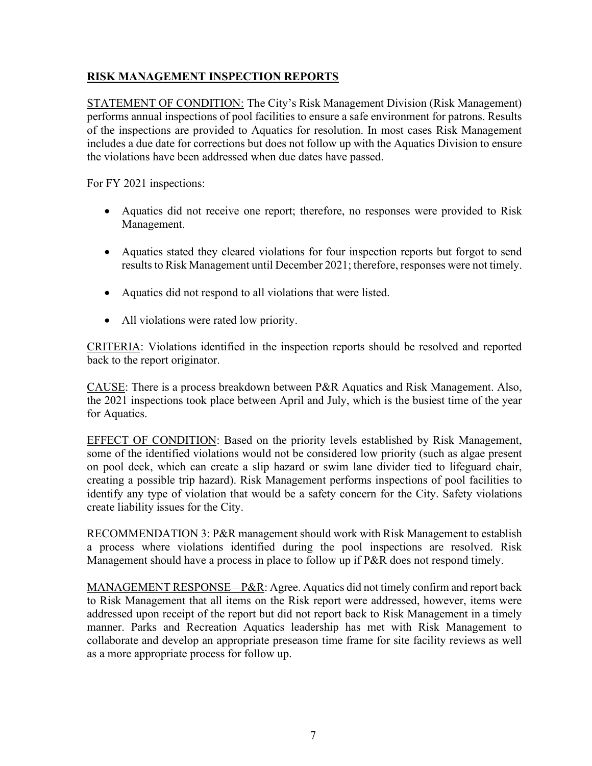## **RISK MANAGEMENT INSPECTION REPORTS**

STATEMENT OF CONDITION: The City's Risk Management Division (Risk Management) performs annual inspections of pool facilities to ensure a safe environment for patrons. Results of the inspections are provided to Aquatics for resolution. In most cases Risk Management includes a due date for corrections but does not follow up with the Aquatics Division to ensure the violations have been addressed when due dates have passed.

For FY 2021 inspections:

- Aquatics did not receive one report; therefore, no responses were provided to Risk Management.
- Aquatics stated they cleared violations for four inspection reports but forgot to send results to Risk Management until December 2021; therefore, responses were not timely.
- Aquatics did not respond to all violations that were listed.
- All violations were rated low priority.

CRITERIA: Violations identified in the inspection reports should be resolved and reported back to the report originator.

CAUSE: There is a process breakdown between P&R Aquatics and Risk Management. Also, the 2021 inspections took place between April and July, which is the busiest time of the year for Aquatics.

EFFECT OF CONDITION: Based on the priority levels established by Risk Management, some of the identified violations would not be considered low priority (such as algae present on pool deck, which can create a slip hazard or swim lane divider tied to lifeguard chair, creating a possible trip hazard). Risk Management performs inspections of pool facilities to identify any type of violation that would be a safety concern for the City. Safety violations create liability issues for the City.

RECOMMENDATION 3: P&R management should work with Risk Management to establish a process where violations identified during the pool inspections are resolved. Risk Management should have a process in place to follow up if P&R does not respond timely.

MANAGEMENT RESPONSE – P&R: Agree. Aquatics did not timely confirm and report back to Risk Management that all items on the Risk report were addressed, however, items were addressed upon receipt of the report but did not report back to Risk Management in a timely manner. Parks and Recreation Aquatics leadership has met with Risk Management to collaborate and develop an appropriate preseason time frame for site facility reviews as well as a more appropriate process for follow up.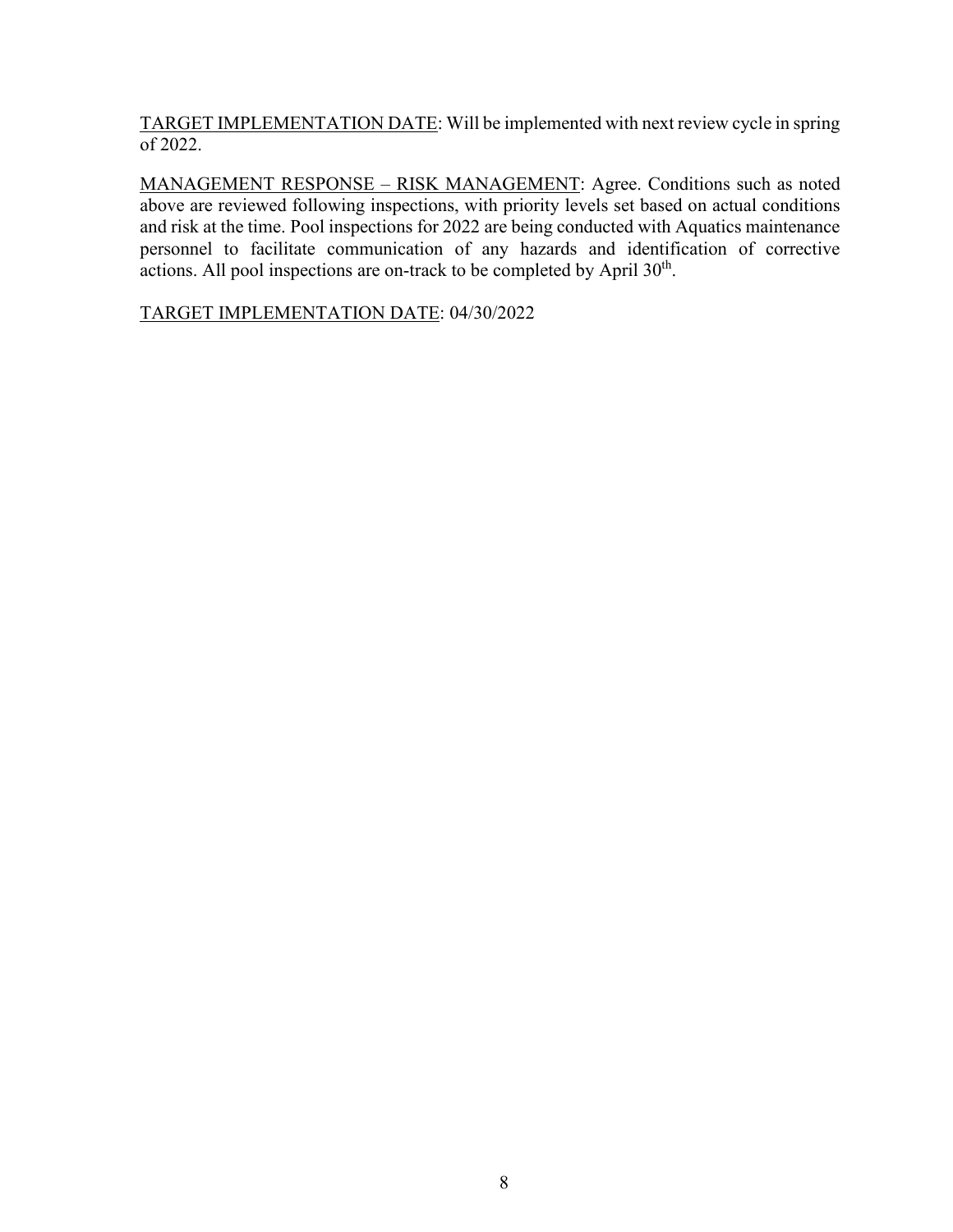TARGET IMPLEMENTATION DATE: Will be implemented with next review cycle in spring of 2022.

MANAGEMENT RESPONSE – RISK MANAGEMENT: Agree. Conditions such as noted above are reviewed following inspections, with priority levels set based on actual conditions and risk at the time. Pool inspections for 2022 are being conducted with Aquatics maintenance personnel to facilitate communication of any hazards and identification of corrective actions. All pool inspections are on-track to be completed by April 30th.

TARGET IMPLEMENTATION DATE: 04/30/2022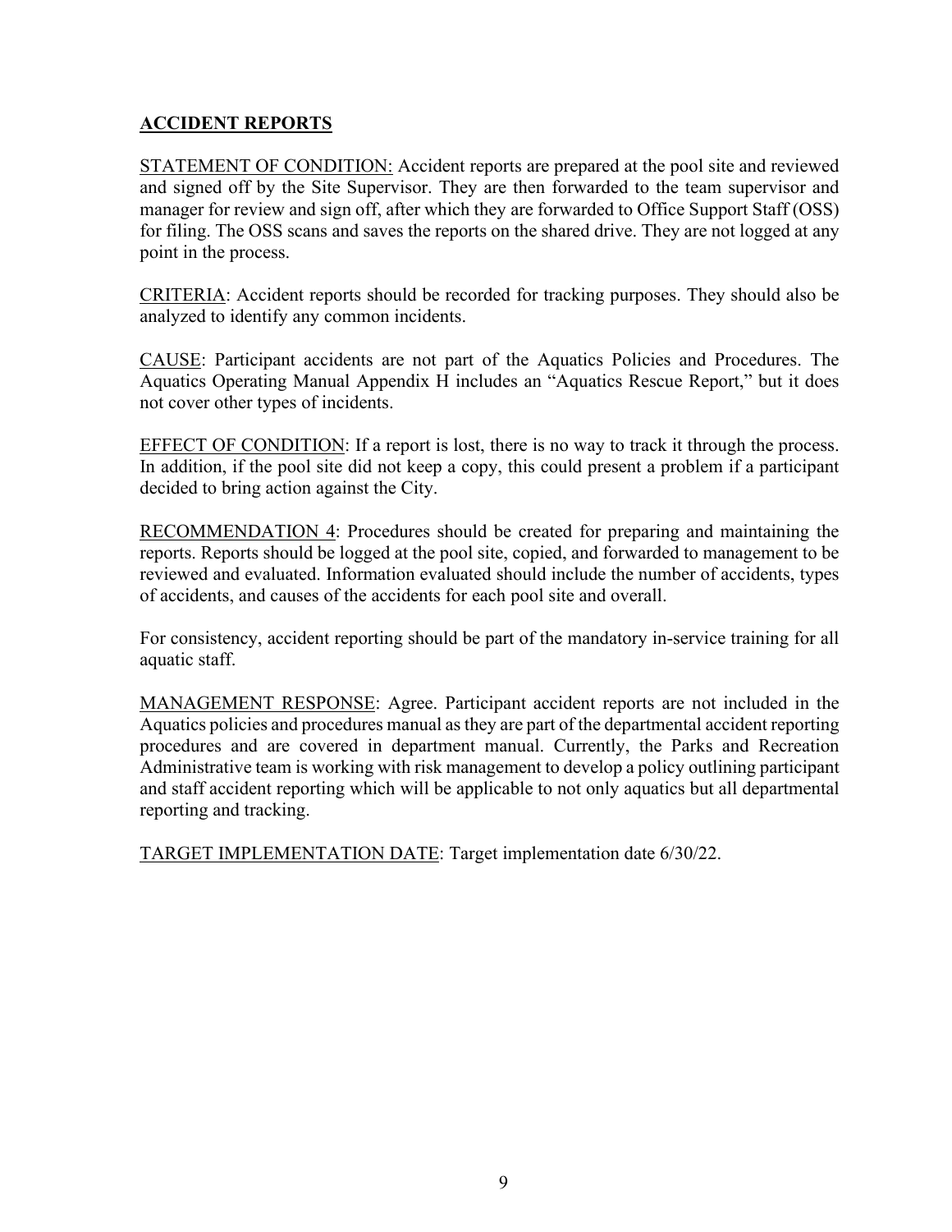## ACCIDENT REPORTS

STATEMENT OF CONDITION: Accident reports are prepared at the pool site and reviewed and signed off by the Site Supervisor. They are then forwarded to the team supervisor and manager for review and sign off, after which they are forwarded to Office Support Staff (OSS) for filing. The OSS scans and saves the reports on the shared drive. They are not logged at any point in the process.

CRITERIA: Accident reports should be recorded for tracking purposes. They should also be analyzed to identify any common incidents.

CAUSE: Participant accidents are not part of the Aquatics Policies and Procedures. The Aquatics Operating Manual Appendix H includes an "Aquatics Rescue Report," but it does not cover other types of incidents.

EFFECT OF CONDITION: If a report is lost, there is no way to track it through the process. In addition, if the pool site did not keep a copy, this could present a problem if a participant decided to bring action against the City.

RECOMMENDATION 4: Procedures should be created for preparing and maintaining the reports. Reports should be logged at the pool site, copied, and forwarded to management to be reviewed and evaluated. Information evaluated should include the number of accidents, types of accidents, and causes of the accidents for each pool site and overall.

For consistency, accident reporting should be part of the mandatory in-service training for all aquatic staff.

MANAGEMENT RESPONSE: Agree. Participant accident reports are not included in the Aquatics policies and procedures manual as they are part of the departmental accident reporting procedures and are covered in department manual. Currently, the Parks and Recreation Administrative team is working with risk management to develop a policy outlining participant and staff accident reporting which will be applicable to not only aquatics but all departmental reporting and tracking.

TARGET IMPLEMENTATION DATE: Target implementation date 6/30/22.